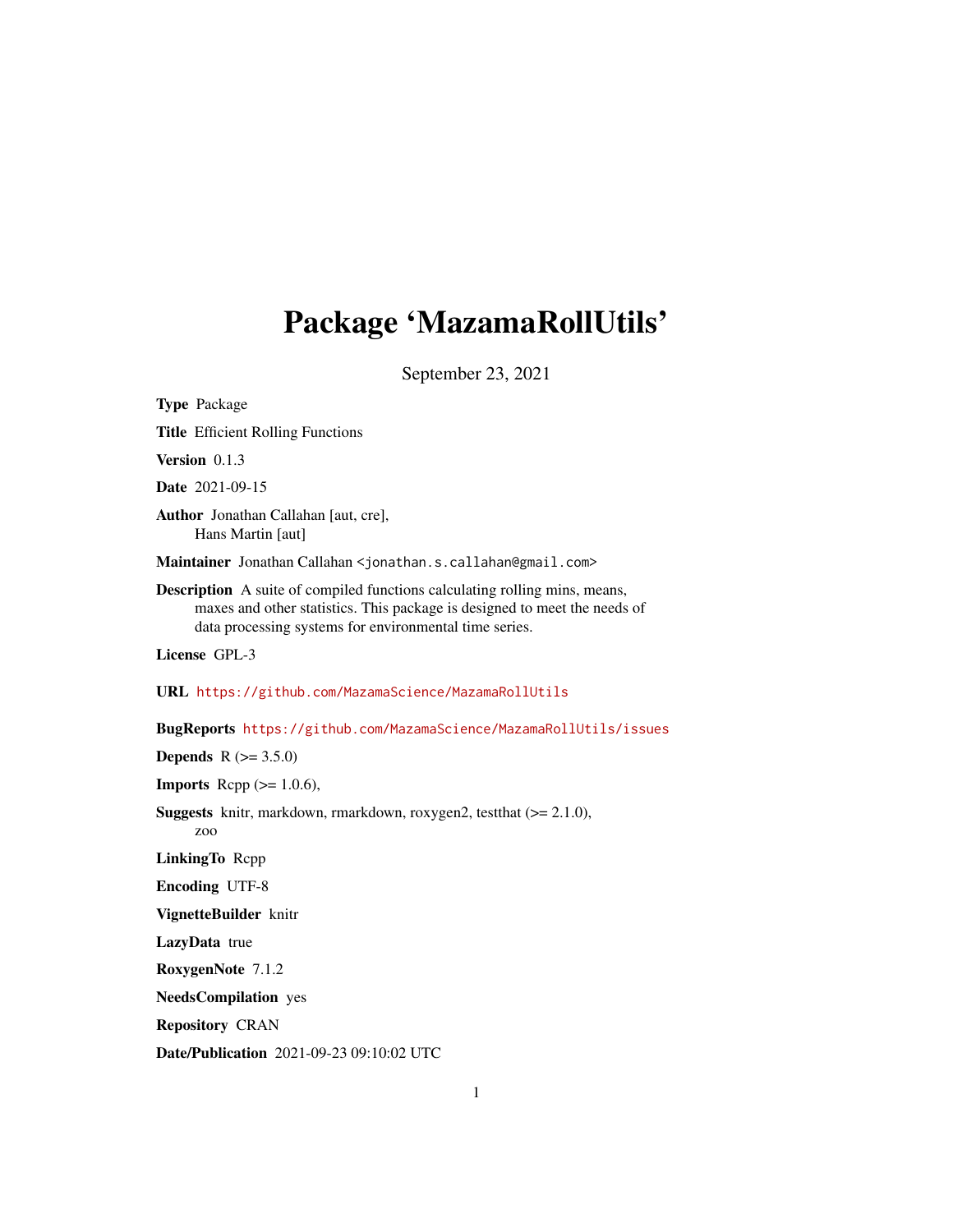# Package 'MazamaRollUtils'

September 23, 2021

**Type** Package

**Title** Efficient Rolling Functions

**Version** 0.1.3

**Date** 2021-09-15

**Author** Jonathan Callahan [aut, cre],
Hans Martin [aut]

**Maintainer** Jonathan Callahan <jonathan.s.callahan@gmail.com>

**Description** A suite of compiled functions calculating rolling mins, means, maxes and other statistics. This package is designed to meet the needs of data processing systems for environmental time series.

**License** GPL-3

**URL** https://github.com/MazamaScience/MazamaRollUtils

**BugReports** https://github.com/MazamaScience/MazamaRollUtils/issues

**Depends** R (>= 3.5.0)

**Imports** Rcpp (>= 1.0.6),

**Suggests** knitr, markdown, rmarkdown, roxygen2, testthat (>= 2.1.0), zoo

**LinkingTo** Rcpp

**Encoding** UTF-8

**VignetteBuilder** knitr

**LazyData** true

**RoxygenNote** 7.1.2

**NeedsCompilation** yes

**Repository** CRAN

**Date/Publication** 2021-09-23 09:10:02 UTC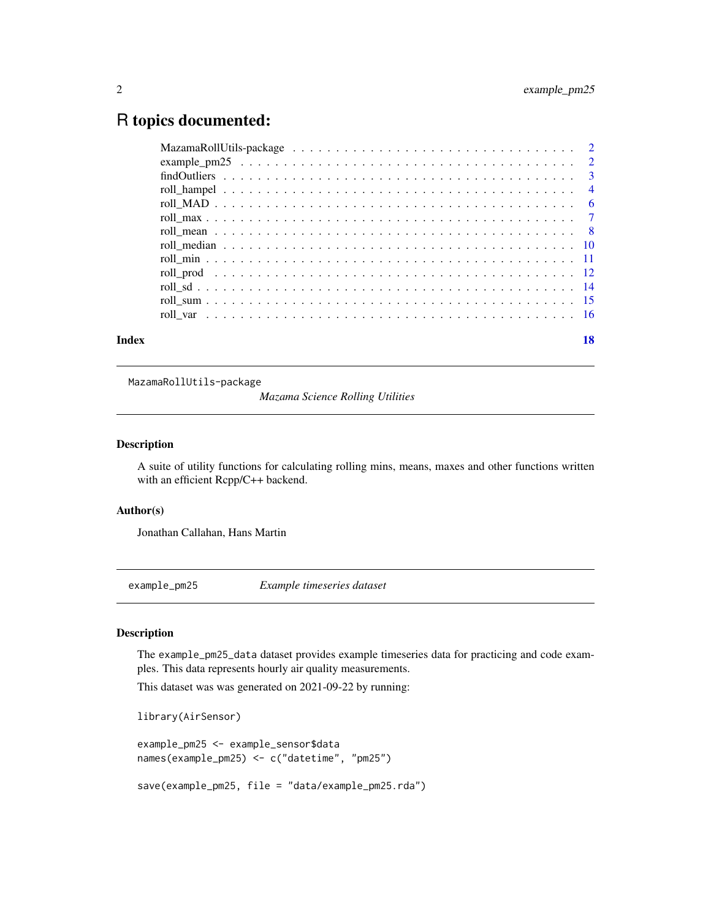# R topics documented:

| | |
|---|---|
| MazamaRollUtils-package | 2 |
| example_pm25 | 2 |
| findOutliers | 3 |
| roll_hampel | 4 |
| roll_MAD | 6 |
| roll_max | 7 |
| roll_mean | 8 |
| roll_median | 10 |
| roll_min | 11 |
| roll_prod | 12 |
| roll_sd | 14 |
| roll_sum | 15 |
| roll_var | 16 |
| **Index** | **18** |

---

`MazamaRollUtils-package` *Mazama Science Rolling Utilities*

---

### Description

A suite of utility functions for calculating rolling mins, means, maxes and other functions written with an efficient Rcpp/C++ backend.

### Author(s)

Jonathan Callahan, Hans Martin

---

`example_pm25` *Example timeseries dataset*

---

### Description

The `example_pm25_data` dataset provides example timeseries data for practicing and code examples. This data represents hourly air quality measurements.

This dataset was was generated on 2021-09-22 by running:

```
library(AirSensor)

example_pm25 <- example_sensor$data
names(example_pm25) <- c("datetime", "pm25")

save(example_pm25, file = "data/example_pm25.rda")
```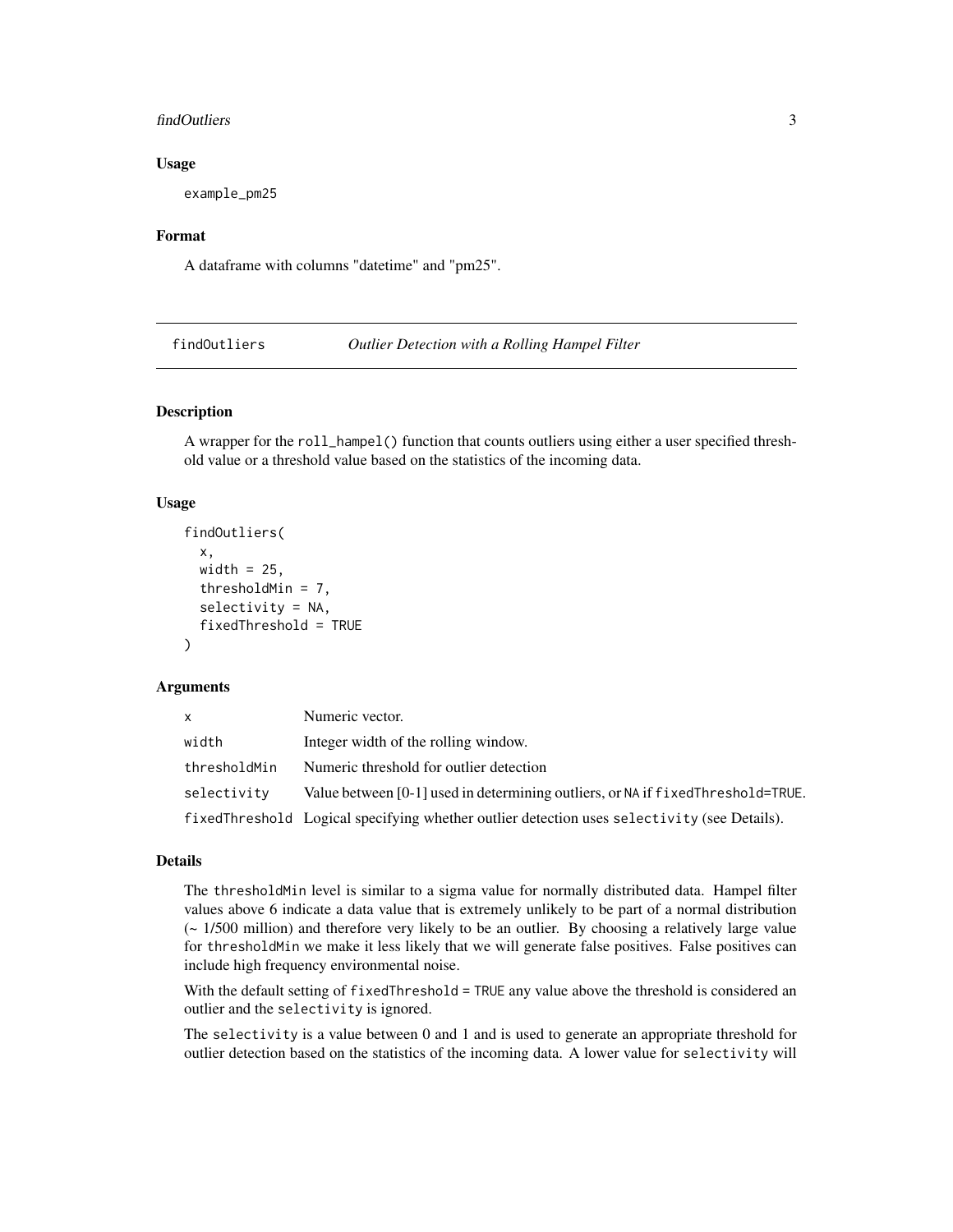### Usage

```
example_pm25
```

### Format

A dataframe with columns "datetime" and "pm25".

---

## findOutliers — *Outlier Detection with a Rolling Hampel Filter*

---

### Description

A wrapper for the `roll_hampel()` function that counts outliers using either a user specified threshold value or a threshold value based on the statistics of the incoming data.

### Usage

```
findOutliers(
  x,
  width = 25,
  thresholdMin = 7,
  selectivity = NA,
  fixedThreshold = TRUE
)
```

### Arguments

| | |
|---|---|
| `x` | Numeric vector. |
| `width` | Integer width of the rolling window. |
| `thresholdMin` | Numeric threshold for outlier detection |
| `selectivity` | Value between [0-1] used in determining outliers, or `NA` if `fixedThreshold=TRUE`. |
| `fixedThreshold` | Logical specifying whether outlier detection uses `selectivity` (see Details). |

### Details

The `thresholdMin` level is similar to a sigma value for normally distributed data. Hampel filter values above 6 indicate a data value that is extremely unlikely to be part of a normal distribution (~ 1/500 million) and therefore very likely to be an outlier. By choosing a relatively large value for `thresholdMin` we make it less likely that we will generate false positives. False positives can include high frequency environmental noise.

With the default setting of `fixedThreshold = TRUE` any value above the threshold is considered an outlier and the `selectivity` is ignored.

The `selectivity` is a value between 0 and 1 and is used to generate an appropriate threshold for outlier detection based on the statistics of the incoming data. A lower value for `selectivity` will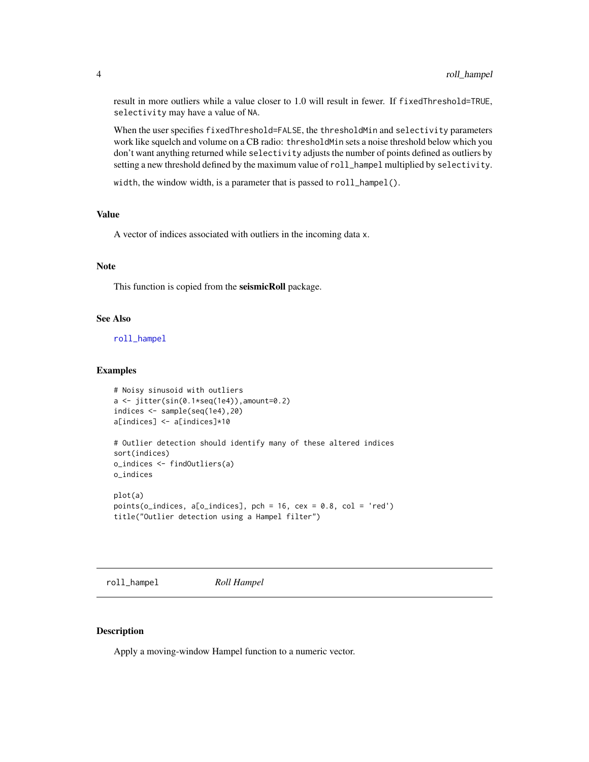result in more outliers while a value closer to 1.0 will result in fewer. If fixedThreshold=TRUE, selectivity may have a value of NA.

When the user specifies fixedThreshold=FALSE, the thresholdMin and selectivity parameters work like squelch and volume on a CB radio: thresholdMin sets a noise threshold below which you don't want anything returned while selectivity adjusts the number of points defined as outliers by setting a new threshold defined by the maximum value of roll_hampel multiplied by selectivity.

width, the window width, is a parameter that is passed to roll_hampel().

### Value

A vector of indices associated with outliers in the incoming data x.

### Note

This function is copied from the **seismicRoll** package.

### See Also

roll_hampel

### Examples

```
# Noisy sinusoid with outliers
a <- jitter(sin(0.1*seq(1e4)),amount=0.2)
indices <- sample(seq(1e4),20)
a[indices] <- a[indices]*10

# Outlier detection should identify many of these altered indices
sort(indices)
o_indices <- findOutliers(a)
o_indices

plot(a)
points(o_indices, a[o_indices], pch = 16, cex = 0.8, col = 'red')
title("Outlier detection using a Hampel filter")
```

## roll_hampel *Roll Hampel*

### Description

Apply a moving-window Hampel function to a numeric vector.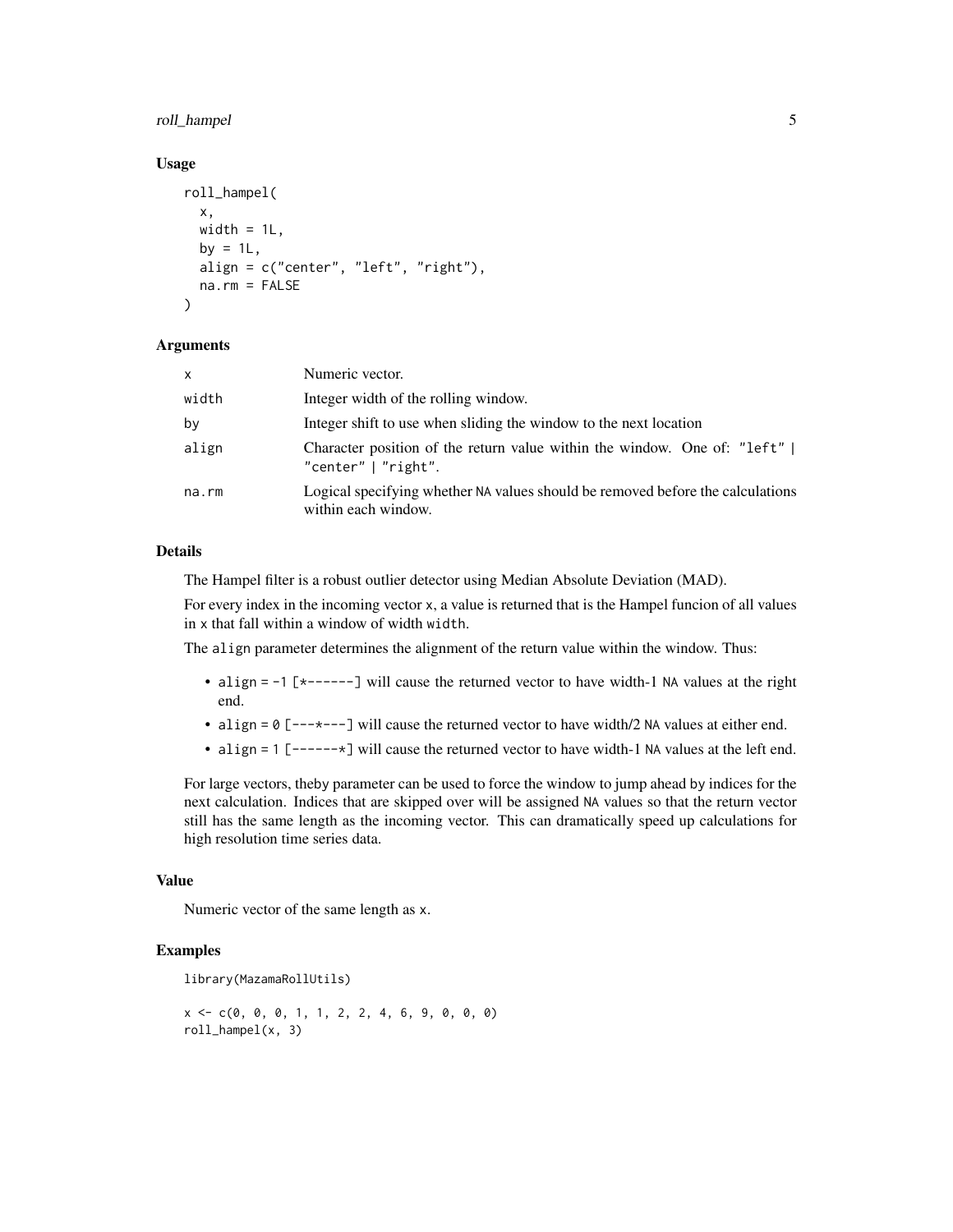### Usage

```
roll_hampel(
  x,
  width = 1L,
  by = 1L,
  align = c("center", "left", "right"),
  na.rm = FALSE
)
```

### Arguments

| | |
|---|---|
| x | Numeric vector. |
| width | Integer width of the rolling window. |
| by | Integer shift to use when sliding the window to the next location |
| align | Character position of the return value within the window. One of: "left" \| "center" \| "right". |
| na.rm | Logical specifying whether NA values should be removed before the calculations within each window. |

### Details

The Hampel filter is a robust outlier detector using Median Absolute Deviation (MAD).

For every index in the incoming vector x, a value is returned that is the Hampel funcion of all values in x that fall within a window of width width.

The align parameter determines the alignment of the return value within the window. Thus:

- align = -1 [*------] will cause the returned vector to have width-1 NA values at the right end.
- align = 0 [---*---] will cause the returned vector to have width/2 NA values at either end.
- align = 1 [------*] will cause the returned vector to have width-1 NA values at the left end.

For large vectors, theby parameter can be used to force the window to jump ahead by indices for the next calculation. Indices that are skipped over will be assigned NA values so that the return vector still has the same length as the incoming vector. This can dramatically speed up calculations for high resolution time series data.

### Value

Numeric vector of the same length as x.

### Examples

```
library(MazamaRollUtils)

x <- c(0, 0, 0, 1, 1, 2, 2, 4, 6, 9, 0, 0, 0)
roll_hampel(x, 3)
```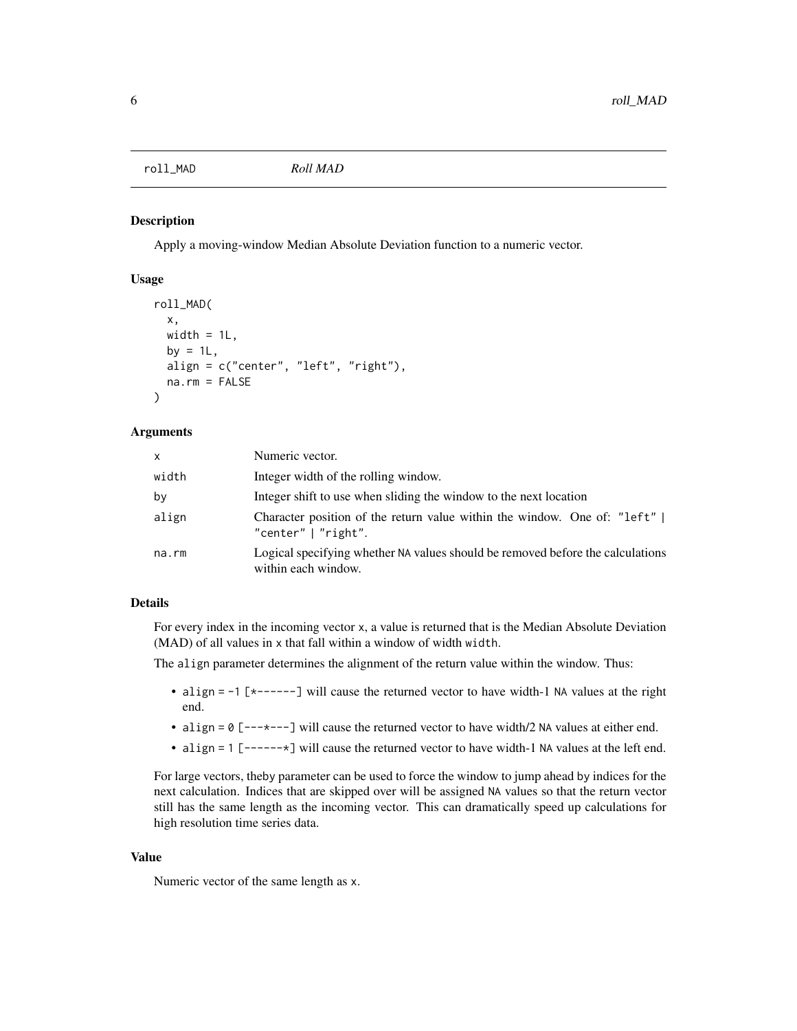# roll_MAD *Roll MAD*

## Description

Apply a moving-window Median Absolute Deviation function to a numeric vector.

## Usage

```
roll_MAD(
  x,
  width = 1L,
  by = 1L,
  align = c("center", "left", "right"),
  na.rm = FALSE
)
```

## Arguments

| | |
|---|---|
| x | Numeric vector. |
| width | Integer width of the rolling window. |
| by | Integer shift to use when sliding the window to the next location |
| align | Character position of the return value within the window. One of: "left" \| "center" \| "right". |
| na.rm | Logical specifying whether NA values should be removed before the calculations within each window. |

## Details

For every index in the incoming vector x, a value is returned that is the Median Absolute Deviation (MAD) of all values in x that fall within a window of width width.

The align parameter determines the alignment of the return value within the window. Thus:

- align = -1 [*------] will cause the returned vector to have width-1 NA values at the right end.
- align = 0 [---*---] will cause the returned vector to have width/2 NA values at either end.
- align = 1 [------*] will cause the returned vector to have width-1 NA values at the left end.

For large vectors, theby parameter can be used to force the window to jump ahead by indices for the next calculation. Indices that are skipped over will be assigned NA values so that the return vector still has the same length as the incoming vector. This can dramatically speed up calculations for high resolution time series data.

## Value

Numeric vector of the same length as x.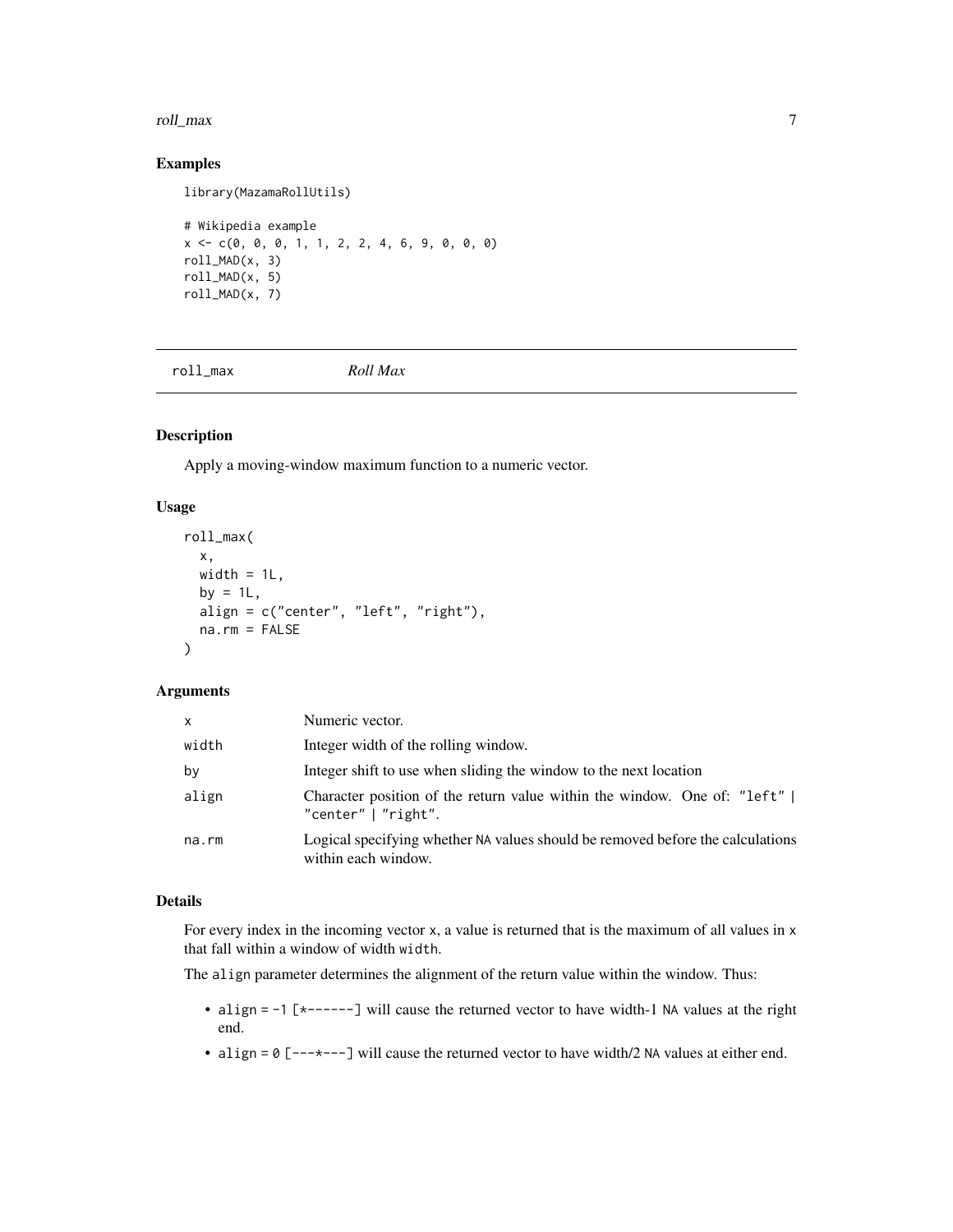## Examples

```
library(MazamaRollUtils)

# Wikipedia example
x <- c(0, 0, 0, 1, 1, 2, 2, 4, 6, 9, 0, 0, 0)
roll_MAD(x, 3)
roll_MAD(x, 5)
roll_MAD(x, 7)
```

---

`roll_max` *Roll Max*

---

## Description

Apply a moving-window maximum function to a numeric vector.

## Usage

```
roll_max(
  x,
  width = 1L,
  by = 1L,
  align = c("center", "left", "right"),
  na.rm = FALSE
)
```

## Arguments

| | |
|---|---|
| `x` | Numeric vector. |
| `width` | Integer width of the rolling window. |
| `by` | Integer shift to use when sliding the window to the next location |
| `align` | Character position of the return value within the window. One of: `"left"` \| `"center"` \| `"right"`. |
| `na.rm` | Logical specifying whether `NA` values should be removed before the calculations within each window. |

## Details

For every index in the incoming vector `x`, a value is returned that is the maximum of all values in `x` that fall within a window of width `width`.

The `align` parameter determines the alignment of the return value within the window. Thus:

- `align = -1 [*------]` will cause the returned vector to have width-1 `NA` values at the right end.
- `align = 0 [---*---]` will cause the returned vector to have width/2 `NA` values at either end.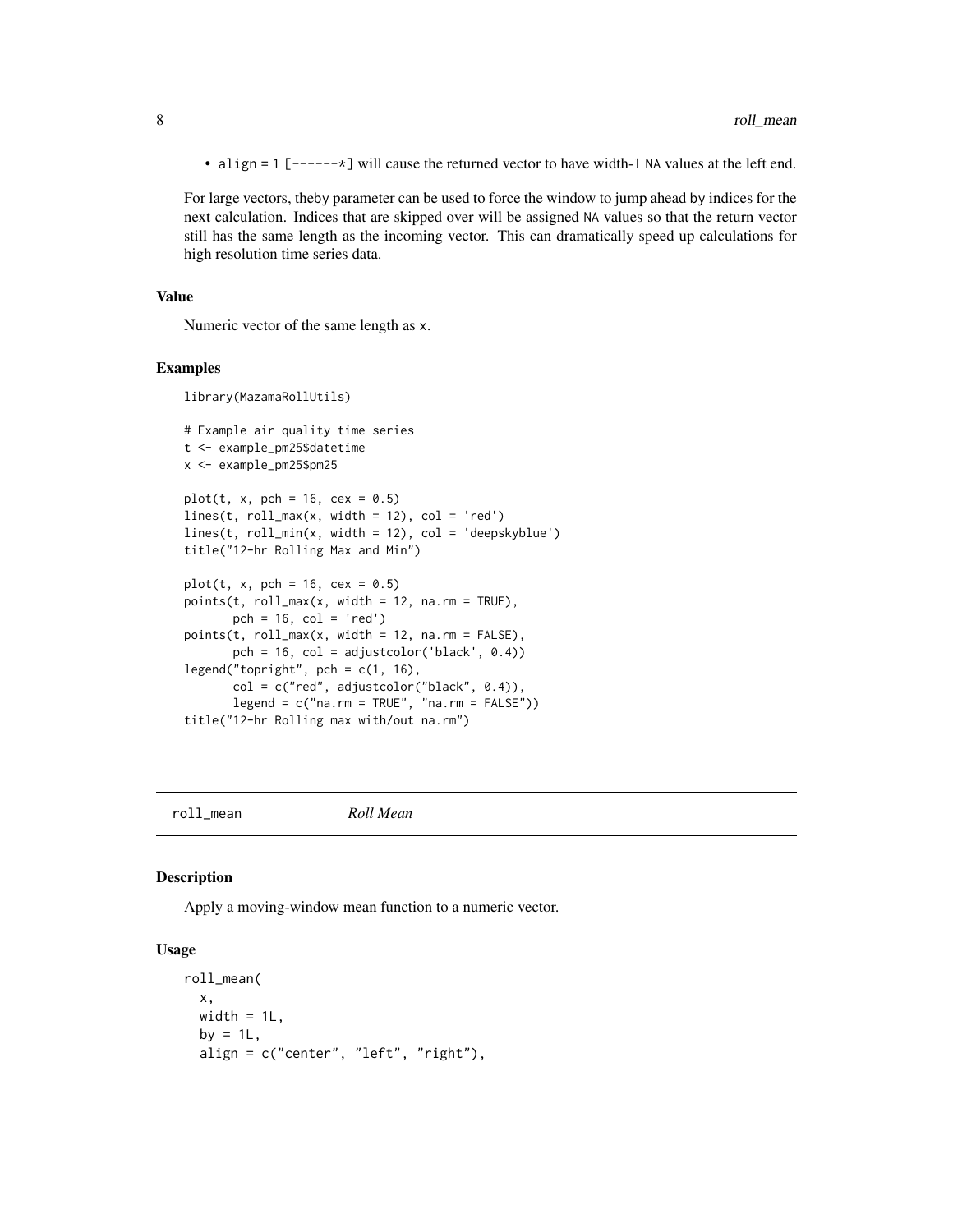- `align = 1` `[------*]` will cause the returned vector to have width-1 `NA` values at the left end.

For large vectors, theby parameter can be used to force the window to jump ahead `by` indices for the next calculation. Indices that are skipped over will be assigned `NA` values so that the return vector still has the same length as the incoming vector. This can dramatically speed up calculations for high resolution time series data.

### Value

Numeric vector of the same length as `x`.

### Examples

```
library(MazamaRollUtils)

# Example air quality time series
t <- example_pm25$datetime
x <- example_pm25$pm25

plot(t, x, pch = 16, cex = 0.5)
lines(t, roll_max(x, width = 12), col = 'red')
lines(t, roll_min(x, width = 12), col = 'deepskyblue')
title("12-hr Rolling Max and Min")

plot(t, x, pch = 16, cex = 0.5)
points(t, roll_max(x, width = 12, na.rm = TRUE),
       pch = 16, col = 'red')
points(t, roll_max(x, width = 12, na.rm = FALSE),
       pch = 16, col = adjustcolor('black', 0.4))
legend("topright", pch = c(1, 16),
       col = c("red", adjustcolor("black", 0.4)),
       legend = c("na.rm = TRUE", "na.rm = FALSE"))
title("12-hr Rolling max with/out na.rm")
```

---

## roll_mean *Roll Mean*

### Description

Apply a moving-window mean function to a numeric vector.

### Usage

```
roll_mean(
  x,
  width = 1L,
  by = 1L,
  align = c("center", "left", "right"),
```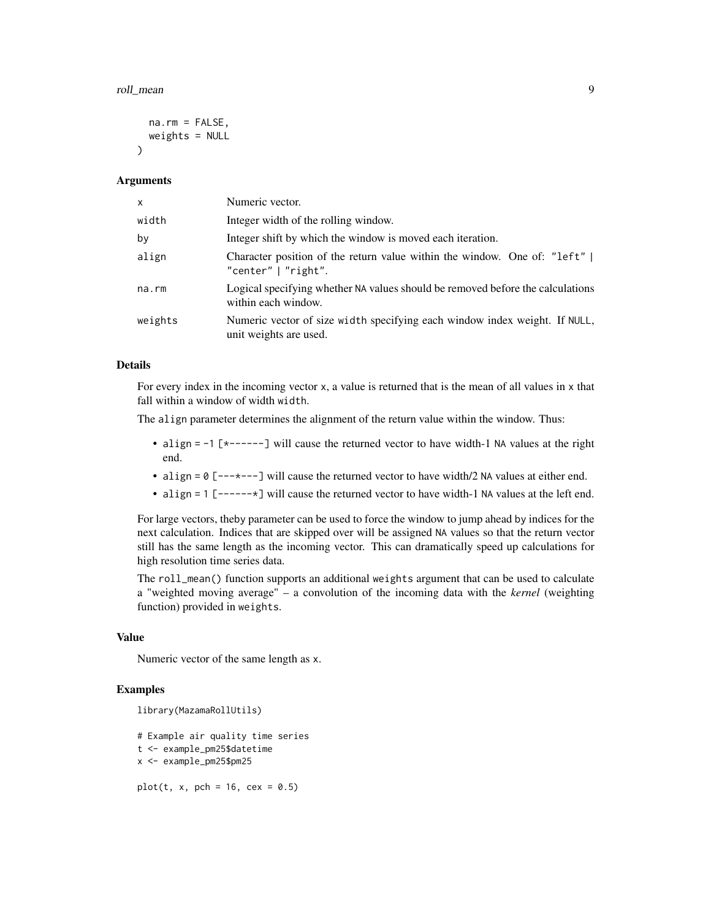```
  na.rm = FALSE,
  weights = NULL
)
```

### Arguments

| | |
|---|---|
| x | Numeric vector. |
| width | Integer width of the rolling window. |
| by | Integer shift by which the window is moved each iteration. |
| align | Character position of the return value within the window. One of: "left" \| "center" \| "right". |
| na.rm | Logical specifying whether NA values should be removed before the calculations within each window. |
| weights | Numeric vector of size width specifying each window index weight. If NULL, unit weights are used. |

### Details

For every index in the incoming vector x, a value is returned that is the mean of all values in x that fall within a window of width width.

The align parameter determines the alignment of the return value within the window. Thus:

- align = -1 [*------] will cause the returned vector to have width-1 NA values at the right end.
- align = 0 [---*---] will cause the returned vector to have width/2 NA values at either end.
- align = 1 [------*] will cause the returned vector to have width-1 NA values at the left end.

For large vectors, theby parameter can be used to force the window to jump ahead by indices for the next calculation. Indices that are skipped over will be assigned NA values so that the return vector still has the same length as the incoming vector. This can dramatically speed up calculations for high resolution time series data.

The roll_mean() function supports an additional weights argument that can be used to calculate a "weighted moving average" – a convolution of the incoming data with the *kernel* (weighting function) provided in weights.

### Value

Numeric vector of the same length as x.

### Examples

```
library(MazamaRollUtils)

# Example air quality time series
t <- example_pm25$datetime
x <- example_pm25$pm25

plot(t, x, pch = 16, cex = 0.5)
```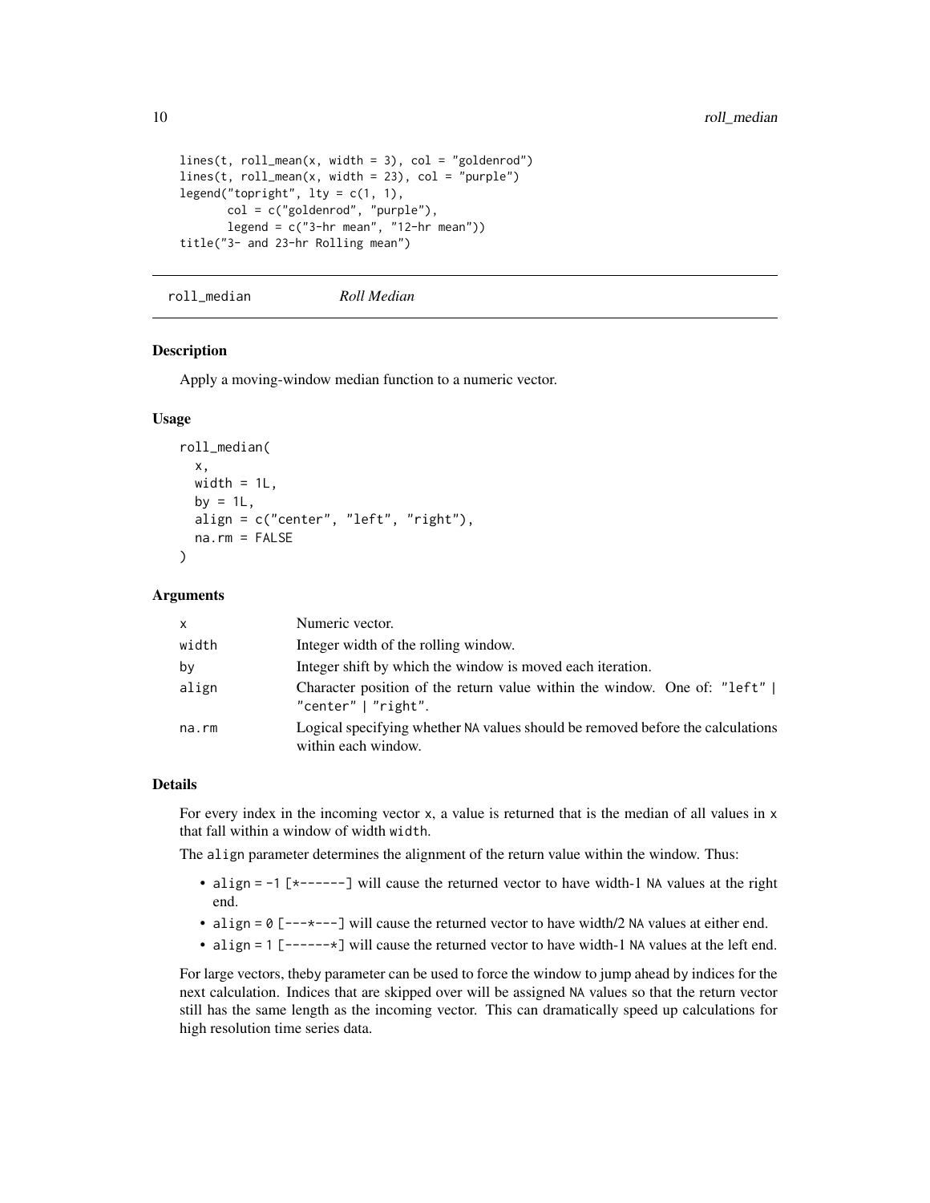```
lines(t, roll_mean(x, width = 3), col = "goldenrod")
lines(t, roll_mean(x, width = 23), col = "purple")
legend("topright", lty = c(1, 1),
       col = c("goldenrod", "purple"),
       legend = c("3-hr mean", "12-hr mean"))
title("3- and 23-hr Rolling mean")
```

## roll_median *Roll Median*

### Description

Apply a moving-window median function to a numeric vector.

### Usage

```
roll_median(
  x,
  width = 1L,
  by = 1L,
  align = c("center", "left", "right"),
  na.rm = FALSE
)
```

### Arguments

| | |
|---|---|
| x | Numeric vector. |
| width | Integer width of the rolling window. |
| by | Integer shift by which the window is moved each iteration. |
| align | Character position of the return value within the window. One of: "left" \| "center" \| "right". |
| na.rm | Logical specifying whether NA values should be removed before the calculations within each window. |

### Details

For every index in the incoming vector x, a value is returned that is the median of all values in x that fall within a window of width width.

The align parameter determines the alignment of the return value within the window. Thus:

- align = -1 [*------] will cause the returned vector to have width-1 NA values at the right end.
- align = 0 [---*---] will cause the returned vector to have width/2 NA values at either end.
- align = 1 [------*] will cause the returned vector to have width-1 NA values at the left end.

For large vectors, theby parameter can be used to force the window to jump ahead by indices for the next calculation. Indices that are skipped over will be assigned NA values so that the return vector still has the same length as the incoming vector. This can dramatically speed up calculations for high resolution time series data.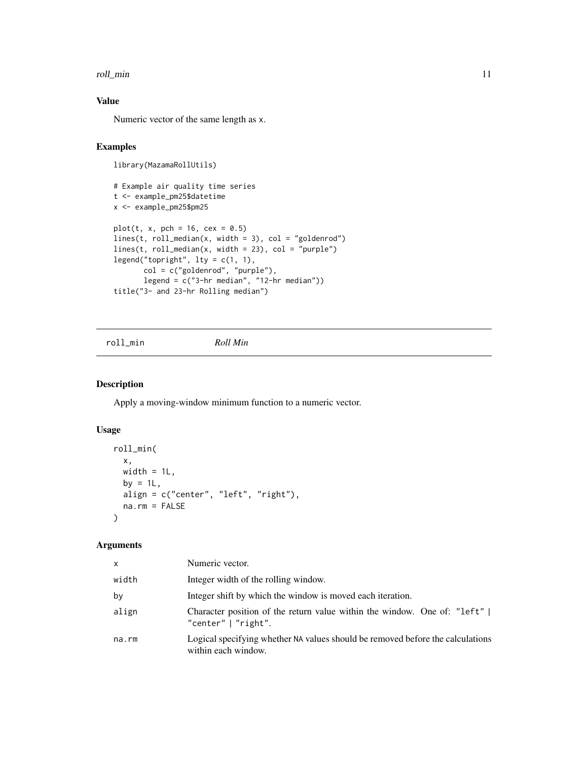### Value

Numeric vector of the same length as x.

### Examples

```
library(MazamaRollUtils)

# Example air quality time series
t <- example_pm25$datetime
x <- example_pm25$pm25

plot(t, x, pch = 16, cex = 0.5)
lines(t, roll_median(x, width = 3), col = "goldenrod")
lines(t, roll_median(x, width = 23), col = "purple")
legend("topright", lty = c(1, 1),
       col = c("goldenrod", "purple"),
       legend = c("3-hr median", "12-hr median"))
title("3- and 23-hr Rolling median")
```

---

## roll_min — *Roll Min*

### Description

Apply a moving-window minimum function to a numeric vector.

### Usage

```
roll_min(
  x,
  width = 1L,
  by = 1L,
  align = c("center", "left", "right"),
  na.rm = FALSE
)
```

### Arguments

| | |
|---|---|
| x | Numeric vector. |
| width | Integer width of the rolling window. |
| by | Integer shift by which the window is moved each iteration. |
| align | Character position of the return value within the window. One of: "left" \| "center" \| "right". |
| na.rm | Logical specifying whether NA values should be removed before the calculations within each window. |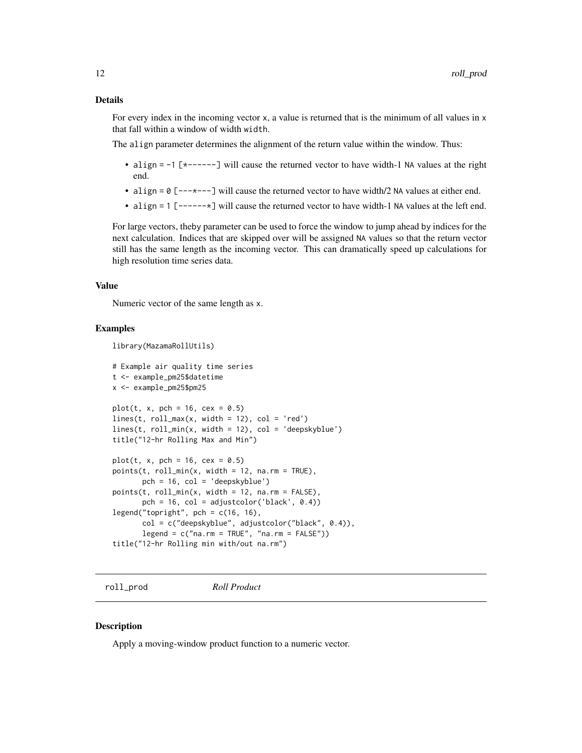### Details

For every index in the incoming vector `x`, a value is returned that is the minimum of all values in `x` that fall within a window of width `width`.

The `align` parameter determines the alignment of the return value within the window. Thus:

- `align = -1 [*------]` will cause the returned vector to have width-1 `NA` values at the right end.
- `align = 0 [---*---]` will cause the returned vector to have width/2 `NA` values at either end.
- `align = 1 [------*]` will cause the returned vector to have width-1 `NA` values at the left end.

For large vectors, the`by` parameter can be used to force the window to jump ahead `by` indices for the next calculation. Indices that are skipped over will be assigned `NA` values so that the return vector still has the same length as the incoming vector. This can dramatically speed up calculations for high resolution time series data.

### Value

Numeric vector of the same length as `x`.

### Examples

```
library(MazamaRollUtils)

# Example air quality time series
t <- example_pm25$datetime
x <- example_pm25$pm25

plot(t, x, pch = 16, cex = 0.5)
lines(t, roll_max(x, width = 12), col = 'red')
lines(t, roll_min(x, width = 12), col = 'deepskyblue')
title("12-hr Rolling Max and Min")

plot(t, x, pch = 16, cex = 0.5)
points(t, roll_min(x, width = 12, na.rm = TRUE),
       pch = 16, col = 'deepskyblue')
points(t, roll_min(x, width = 12, na.rm = FALSE),
       pch = 16, col = adjustcolor('black', 0.4))
legend("topright", pch = c(16, 16),
       col = c("deepskyblue", adjustcolor("black", 0.4)),
       legend = c("na.rm = TRUE", "na.rm = FALSE"))
title("12-hr Rolling min with/out na.rm")
```

---

## roll_prod    *Roll Product*

### Description

Apply a moving-window product function to a numeric vector.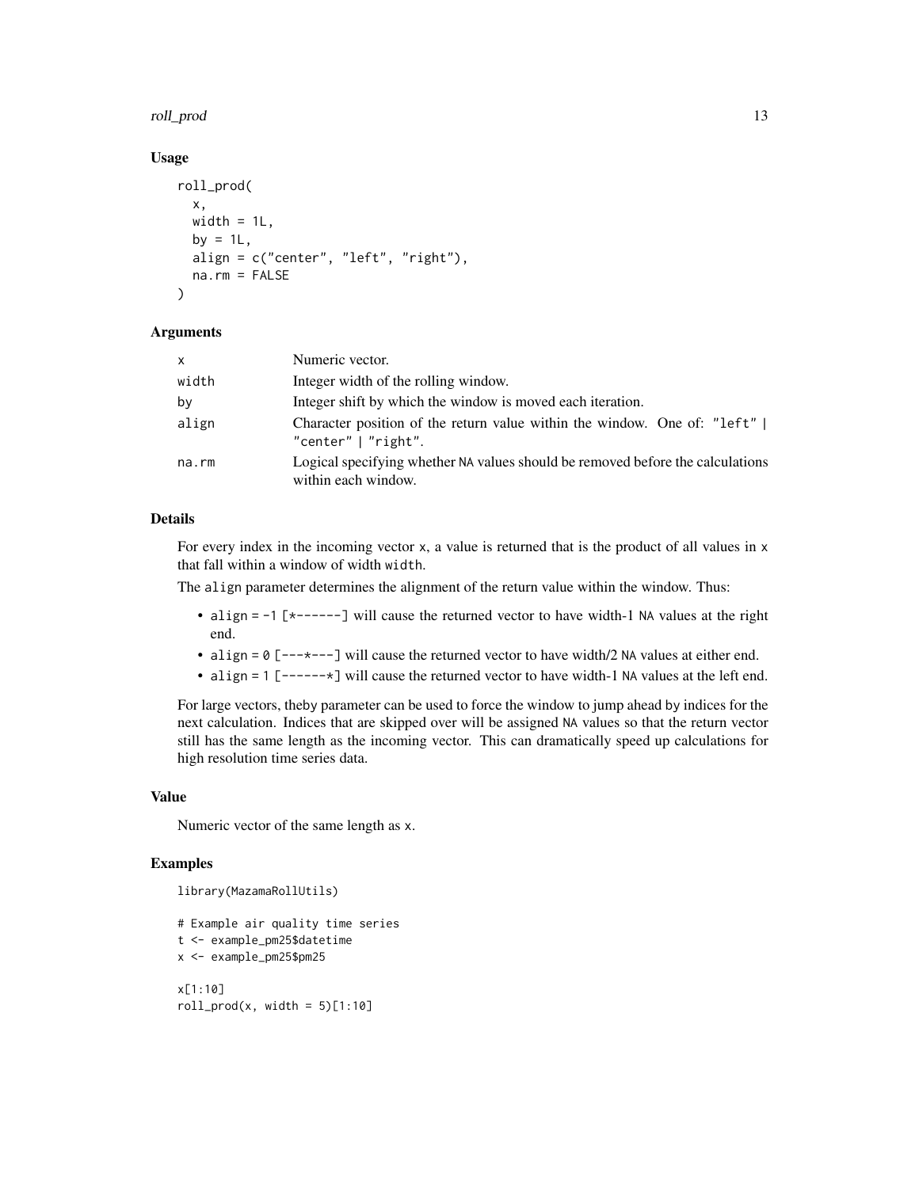### Usage

```
roll_prod(
  x,
  width = 1L,
  by = 1L,
  align = c("center", "left", "right"),
  na.rm = FALSE
)
```

### Arguments

| | |
|---|---|
| x | Numeric vector. |
| width | Integer width of the rolling window. |
| by | Integer shift by which the window is moved each iteration. |
| align | Character position of the return value within the window. One of: "left" \| "center" \| "right". |
| na.rm | Logical specifying whether NA values should be removed before the calculations within each window. |

### Details

For every index in the incoming vector x, a value is returned that is the product of all values in x that fall within a window of width width.

The align parameter determines the alignment of the return value within the window. Thus:

- align = -1 [*------] will cause the returned vector to have width-1 NA values at the right end.
- align = 0 [---*---] will cause the returned vector to have width/2 NA values at either end.
- align = 1 [------*] will cause the returned vector to have width-1 NA values at the left end.

For large vectors, theby parameter can be used to force the window to jump ahead by indices for the next calculation. Indices that are skipped over will be assigned NA values so that the return vector still has the same length as the incoming vector. This can dramatically speed up calculations for high resolution time series data.

### Value

Numeric vector of the same length as x.

### Examples

```
library(MazamaRollUtils)

# Example air quality time series
t <- example_pm25$datetime
x <- example_pm25$pm25

x[1:10]
roll_prod(x, width = 5)[1:10]
```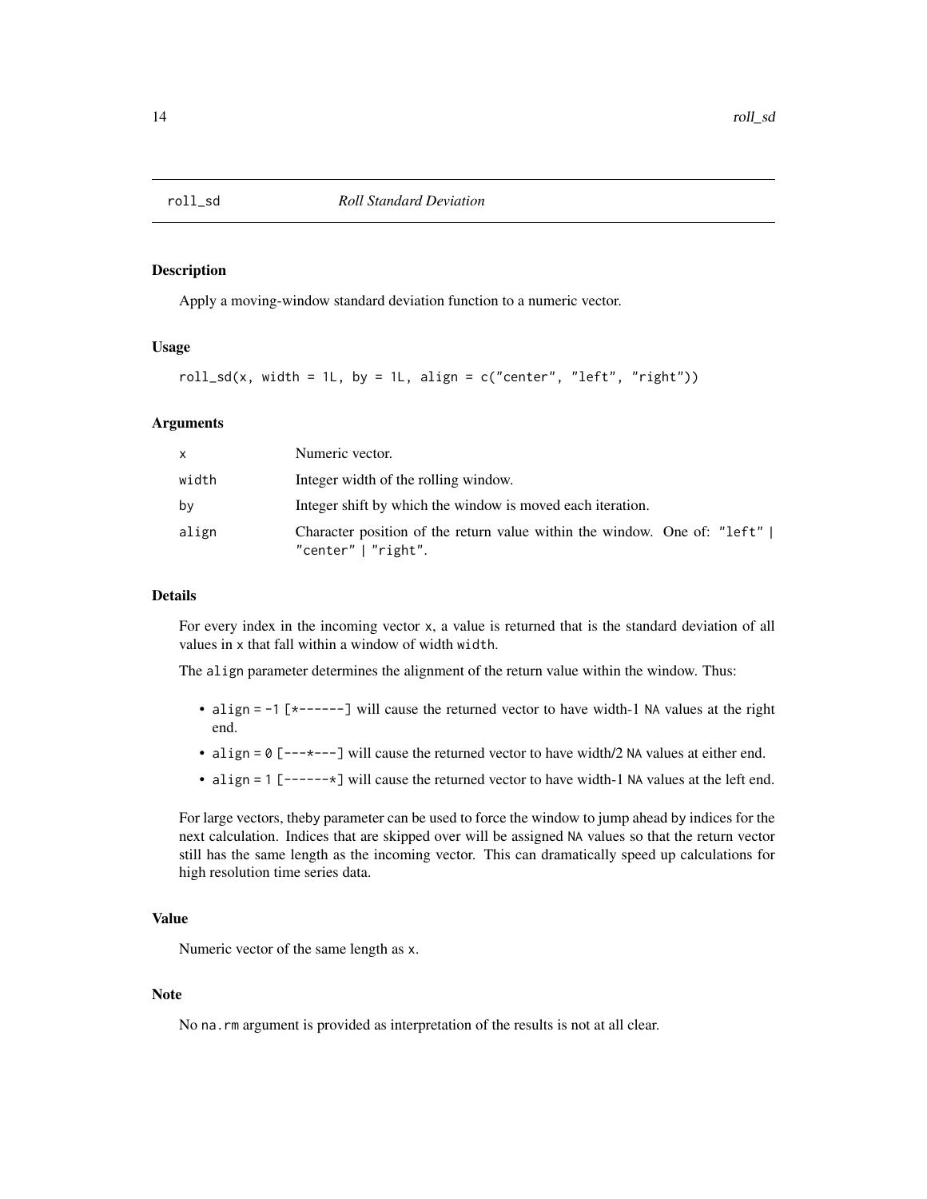## roll_sd *Roll Standard Deviation*

### Description

Apply a moving-window standard deviation function to a numeric vector.

### Usage

```
roll_sd(x, width = 1L, by = 1L, align = c("center", "left", "right"))
```

### Arguments

| | |
|---|---|
| x | Numeric vector. |
| width | Integer width of the rolling window. |
| by | Integer shift by which the window is moved each iteration. |
| align | Character position of the return value within the window. One of: "left" \| "center" \| "right". |

### Details

For every index in the incoming vector x, a value is returned that is the standard deviation of all values in x that fall within a window of width width.

The align parameter determines the alignment of the return value within the window. Thus:

- align = -1 [*------] will cause the returned vector to have width-1 NA values at the right end.
- align = 0 [---*---] will cause the returned vector to have width/2 NA values at either end.
- align = 1 [------*] will cause the returned vector to have width-1 NA values at the left end.

For large vectors, theby parameter can be used to force the window to jump ahead by indices for the next calculation. Indices that are skipped over will be assigned NA values so that the return vector still has the same length as the incoming vector. This can dramatically speed up calculations for high resolution time series data.

### Value

Numeric vector of the same length as x.

### Note

No na.rm argument is provided as interpretation of the results is not at all clear.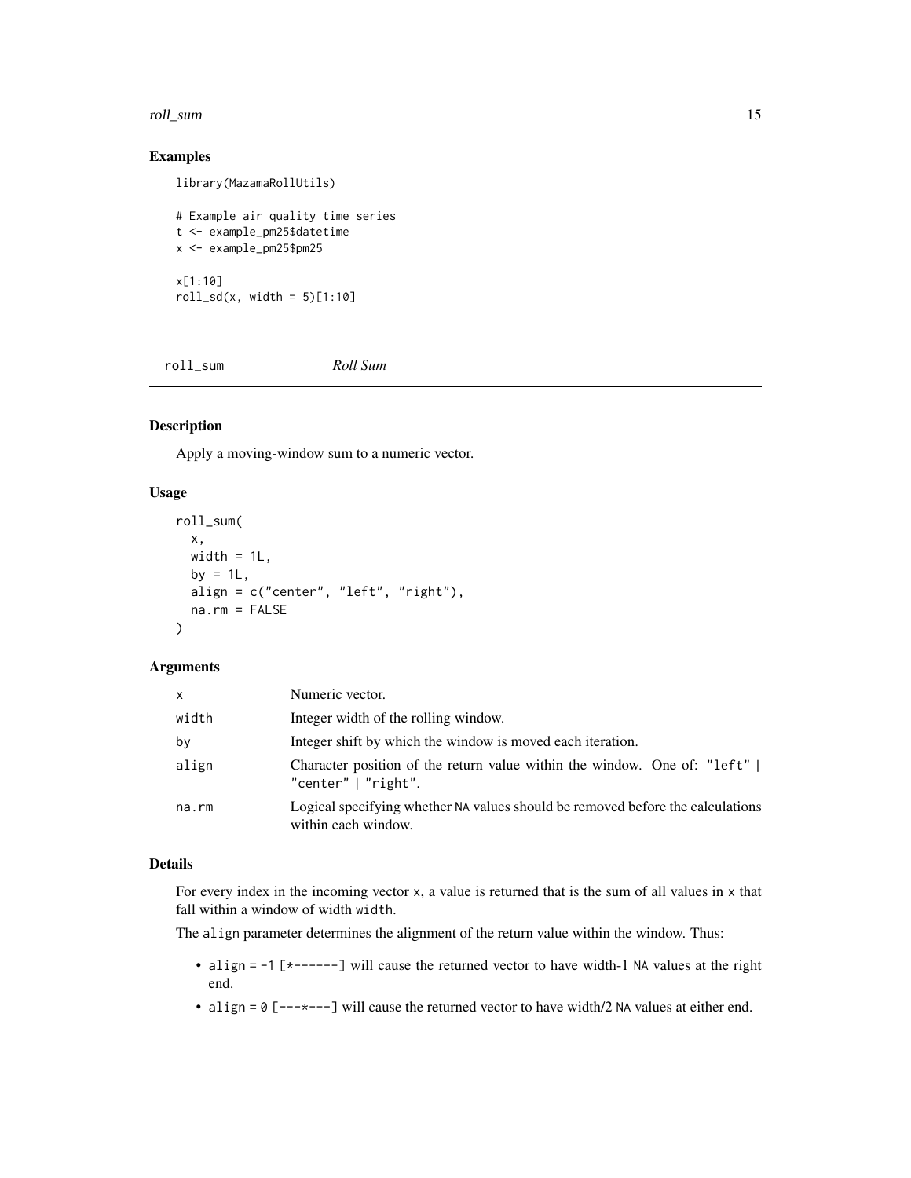## Examples

```
library(MazamaRollUtils)

# Example air quality time series
t <- example_pm25$datetime
x <- example_pm25$pm25

x[1:10]
roll_sd(x, width = 5)[1:10]
```

---

# roll_sum    *Roll Sum*

## Description

Apply a moving-window sum to a numeric vector.

## Usage

```
roll_sum(
  x,
  width = 1L,
  by = 1L,
  align = c("center", "left", "right"),
  na.rm = FALSE
)
```

## Arguments

| | |
|---|---|
| x | Numeric vector. |
| width | Integer width of the rolling window. |
| by | Integer shift by which the window is moved each iteration. |
| align | Character position of the return value within the window. One of: "left" \| "center" \| "right". |
| na.rm | Logical specifying whether NA values should be removed before the calculations within each window. |

## Details

For every index in the incoming vector x, a value is returned that is the sum of all values in x that fall within a window of width width.

The align parameter determines the alignment of the return value within the window. Thus:

- align = -1 [*------] will cause the returned vector to have width-1 NA values at the right end.
- align = 0 [---*---] will cause the returned vector to have width/2 NA values at either end.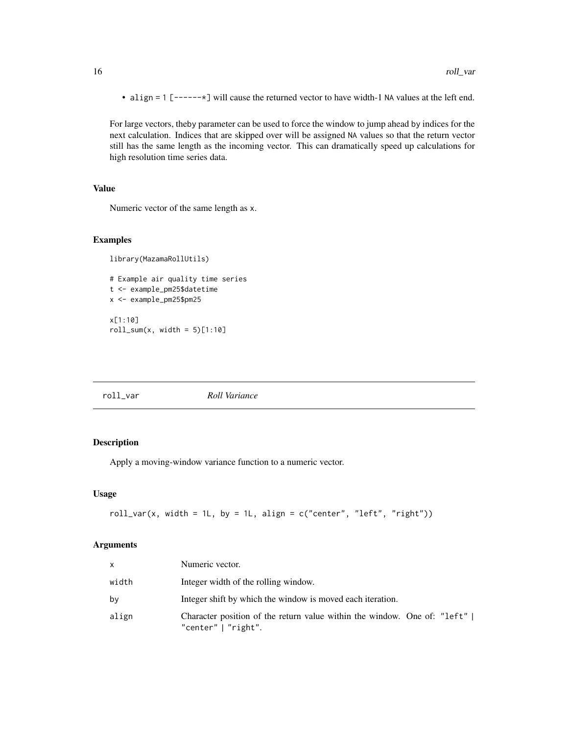- align = 1 [------*] will cause the returned vector to have width-1 NA values at the left end.

For large vectors, theby parameter can be used to force the window to jump ahead by indices for the next calculation. Indices that are skipped over will be assigned NA values so that the return vector still has the same length as the incoming vector. This can dramatically speed up calculations for high resolution time series data.

### Value

Numeric vector of the same length as x.

### Examples

```
library(MazamaRollUtils)

# Example air quality time series
t <- example_pm25$datetime
x <- example_pm25$pm25

x[1:10]
roll_sum(x, width = 5)[1:10]
```

---

## roll_var *Roll Variance*

---

### Description

Apply a moving-window variance function to a numeric vector.

### Usage

```
roll_var(x, width = 1L, by = 1L, align = c("center", "left", "right"))
```

### Arguments

| | |
|---|---|
| x | Numeric vector. |
| width | Integer width of the rolling window. |
| by | Integer shift by which the window is moved each iteration. |
| align | Character position of the return value within the window. One of: "left" \| "center" \| "right". |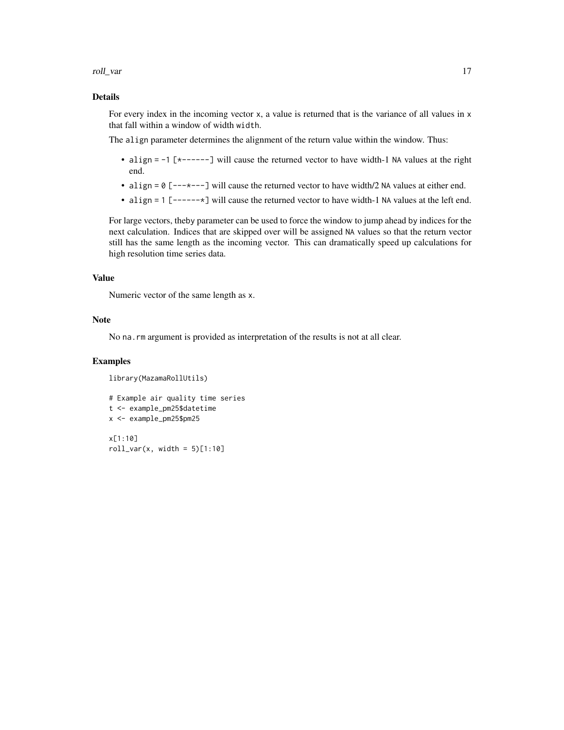## Details

For every index in the incoming vector `x`, a value is returned that is the variance of all values in `x` that fall within a window of width `width`.

The `align` parameter determines the alignment of the return value within the window. Thus:

- `align = -1 [*------]` will cause the returned vector to have width-1 `NA` values at the right end.
- `align = 0 [---*---]` will cause the returned vector to have width/2 `NA` values at either end.
- `align = 1 [------*]` will cause the returned vector to have width-1 `NA` values at the left end.

For large vectors, the`by` parameter can be used to force the window to jump ahead `by` indices for the next calculation. Indices that are skipped over will be assigned `NA` values so that the return vector still has the same length as the incoming vector. This can dramatically speed up calculations for high resolution time series data.

## Value

Numeric vector of the same length as `x`.

## Note

No `na.rm` argument is provided as interpretation of the results is not at all clear.

## Examples

```
library(MazamaRollUtils)

# Example air quality time series
t <- example_pm25$datetime
x <- example_pm25$pm25

x[1:10]
roll_var(x, width = 5)[1:10]
```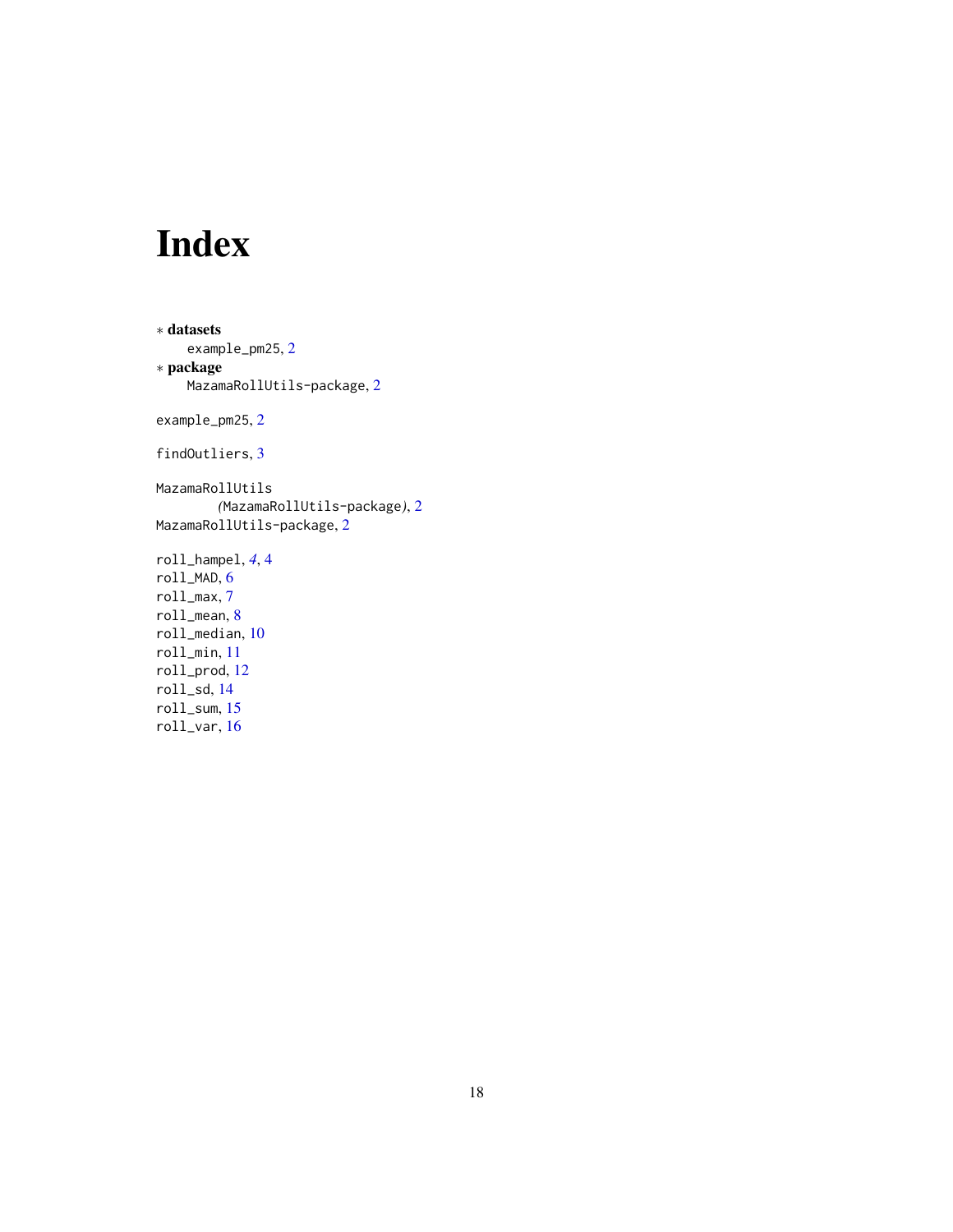# Index

∗ **datasets**
    example_pm25, 2
∗ **package**
    MazamaRollUtils-package, 2

example_pm25, 2

findOutliers, 3

MazamaRollUtils
        (MazamaRollUtils-package), 2
MazamaRollUtils-package, 2

roll_hampel, *4*, 4
roll_MAD, 6
roll_max, 7
roll_mean, 8
roll_median, 10
roll_min, 11
roll_prod, 12
roll_sd, 14
roll_sum, 15
roll_var, 16